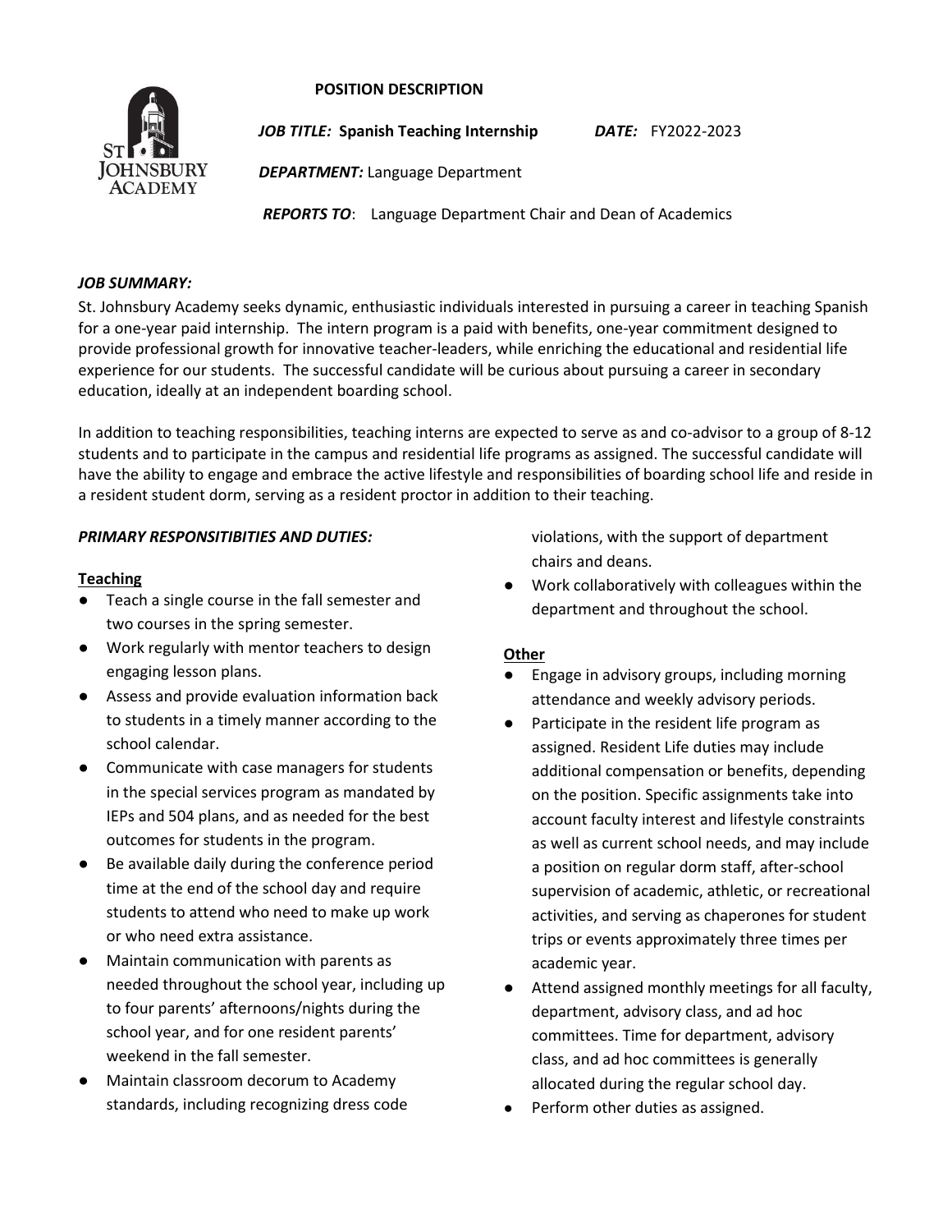# POSITION DESCRIPTION

***JOB TITLE:*** **Spanish Teaching Internship** ***DATE:*** FY2022-2023

***DEPARTMENT:*** Language Department

***REPORTS TO***: Language Department Chair and Dean of Academics

## *JOB SUMMARY:*

St. Johnsbury Academy seeks dynamic, enthusiastic individuals interested in pursuing a career in teaching Spanish for a one-year paid internship. The intern program is a paid with benefits, one-year commitment designed to provide professional growth for innovative teacher-leaders, while enriching the educational and residential life experience for our students. The successful candidate will be curious about pursuing a career in secondary education, ideally at an independent boarding school.

In addition to teaching responsibilities, teaching interns are expected to serve as and co-advisor to a group of 8-12 students and to participate in the campus and residential life programs as assigned. The successful candidate will have the ability to engage and embrace the active lifestyle and responsibilities of boarding school life and reside in a resident student dorm, serving as a resident proctor in addition to their teaching.

## *PRIMARY RESPONSITIBITIES AND DUTIES:*

### Teaching

- Teach a single course in the fall semester and two courses in the spring semester.
- Work regularly with mentor teachers to design engaging lesson plans.
- Assess and provide evaluation information back to students in a timely manner according to the school calendar.
- Communicate with case managers for students in the special services program as mandated by IEPs and 504 plans, and as needed for the best outcomes for students in the program.
- Be available daily during the conference period time at the end of the school day and require students to attend who need to make up work or who need extra assistance.
- Maintain communication with parents as needed throughout the school year, including up to four parents' afternoons/nights during the school year, and for one resident parents' weekend in the fall semester.
- Maintain classroom decorum to Academy standards, including recognizing dress code violations, with the support of department chairs and deans.
- Work collaboratively with colleagues within the department and throughout the school.

### Other

- Engage in advisory groups, including morning attendance and weekly advisory periods.
- Participate in the resident life program as assigned. Resident Life duties may include additional compensation or benefits, depending on the position. Specific assignments take into account faculty interest and lifestyle constraints as well as current school needs, and may include a position on regular dorm staff, after-school supervision of academic, athletic, or recreational activities, and serving as chaperones for student trips or events approximately three times per academic year.
- Attend assigned monthly meetings for all faculty, department, advisory class, and ad hoc committees. Time for department, advisory class, and ad hoc committees is generally allocated during the regular school day.
- Perform other duties as assigned.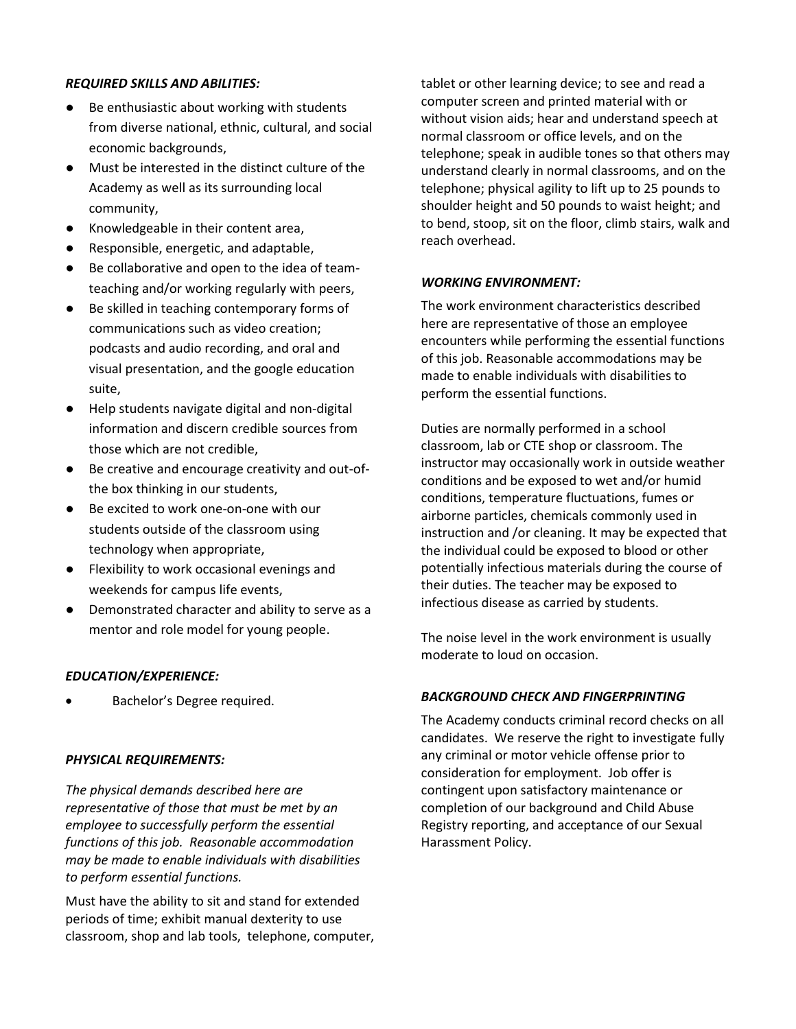***REQUIRED SKILLS AND ABILITIES:***

- Be enthusiastic about working with students from diverse national, ethnic, cultural, and social economic backgrounds,
- Must be interested in the distinct culture of the Academy as well as its surrounding local community,
- Knowledgeable in their content area,
- Responsible, energetic, and adaptable,
- Be collaborative and open to the idea of team-teaching and/or working regularly with peers,
- Be skilled in teaching contemporary forms of communications such as video creation; podcasts and audio recording, and oral and visual presentation, and the google education suite,
- Help students navigate digital and non-digital information and discern credible sources from those which are not credible,
- Be creative and encourage creativity and out-of-the box thinking in our students,
- Be excited to work one-on-one with our students outside of the classroom using technology when appropriate,
- Flexibility to work occasional evenings and weekends for campus life events,
- Demonstrated character and ability to serve as a mentor and role model for young people.

***EDUCATION/EXPERIENCE:***

- Bachelor's Degree required.

***PHYSICAL REQUIREMENTS:***

*The physical demands described here are representative of those that must be met by an employee to successfully perform the essential functions of this job. Reasonable accommodation may be made to enable individuals with disabilities to perform essential functions.*

Must have the ability to sit and stand for extended periods of time; exhibit manual dexterity to use classroom, shop and lab tools, telephone, computer, tablet or other learning device; to see and read a computer screen and printed material with or without vision aids; hear and understand speech at normal classroom or office levels, and on the telephone; speak in audible tones so that others may understand clearly in normal classrooms, and on the telephone; physical agility to lift up to 25 pounds to shoulder height and 50 pounds to waist height; and to bend, stoop, sit on the floor, climb stairs, walk and reach overhead.

***WORKING ENVIRONMENT:***

The work environment characteristics described here are representative of those an employee encounters while performing the essential functions of this job. Reasonable accommodations may be made to enable individuals with disabilities to perform the essential functions.

Duties are normally performed in a school classroom, lab or CTE shop or classroom. The instructor may occasionally work in outside weather conditions and be exposed to wet and/or humid conditions, temperature fluctuations, fumes or airborne particles, chemicals commonly used in instruction and /or cleaning. It may be expected that the individual could be exposed to blood or other potentially infectious materials during the course of their duties. The teacher may be exposed to infectious disease as carried by students.

The noise level in the work environment is usually moderate to loud on occasion.

***BACKGROUND CHECK AND FINGERPRINTING***

The Academy conducts criminal record checks on all candidates. We reserve the right to investigate fully any criminal or motor vehicle offense prior to consideration for employment. Job offer is contingent upon satisfactory maintenance or completion of our background and Child Abuse Registry reporting, and acceptance of our Sexual Harassment Policy.